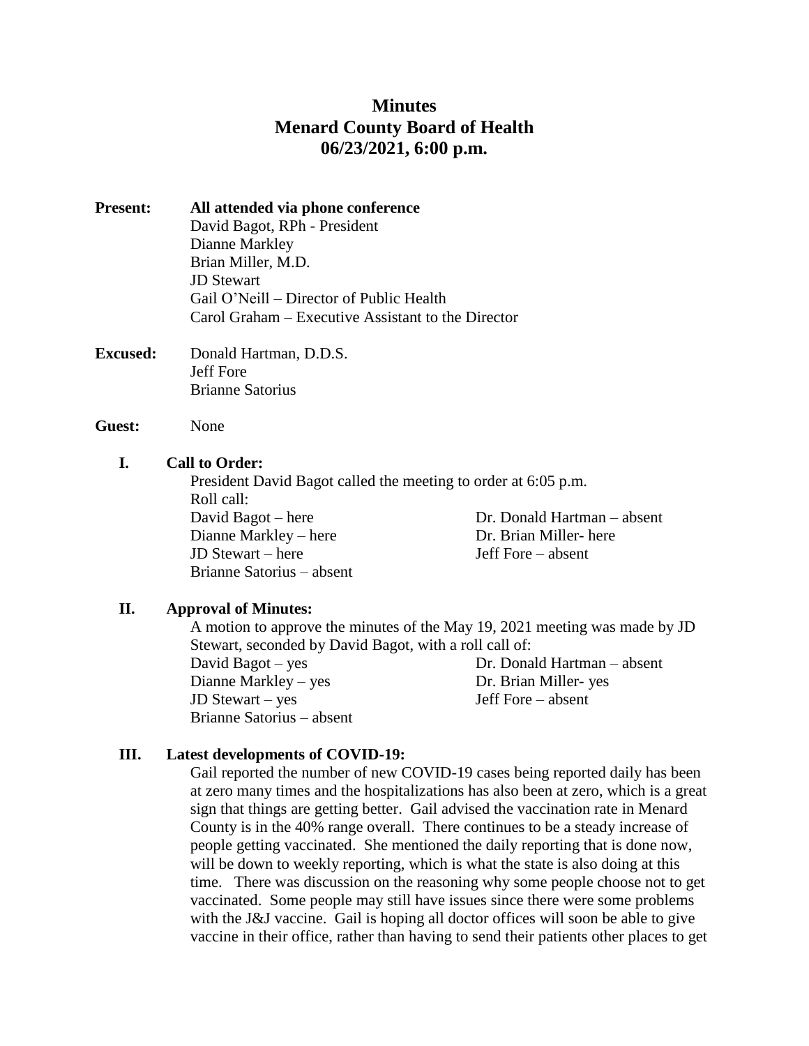# Minutes
# Menard County Board of Health
# 06/23/2021, 6:00 p.m.

**Present:** **All attended via phone conference**
David Bagot, RPh - President
Dianne Markley
Brian Miller, M.D.
JD Stewart
Gail O'Neill – Director of Public Health
Carol Graham – Executive Assistant to the Director

**Excused:** Donald Hartman, D.D.S.
Jeff Fore
Brianne Satorius

**Guest:** None

## I. Call to Order:

President David Bagot called the meeting to order at 6:05 p.m.
Roll call:

David Bagot – here
Dianne Markley – here
JD Stewart – here
Brianne Satorius – absent
Dr. Donald Hartman – absent
Dr. Brian Miller- here
Jeff Fore – absent

## II. Approval of Minutes:

A motion to approve the minutes of the May 19, 2021 meeting was made by JD Stewart, seconded by David Bagot, with a roll call of:

David Bagot – yes
Dianne Markley – yes
JD Stewart – yes
Brianne Satorius – absent
Dr. Donald Hartman – absent
Dr. Brian Miller- yes
Jeff Fore – absent

## III. Latest developments of COVID-19:

Gail reported the number of new COVID-19 cases being reported daily has been at zero many times and the hospitalizations has also been at zero, which is a great sign that things are getting better. Gail advised the vaccination rate in Menard County is in the 40% range overall. There continues to be a steady increase of people getting vaccinated. She mentioned the daily reporting that is done now, will be down to weekly reporting, which is what the state is also doing at this time. There was discussion on the reasoning why some people choose not to get vaccinated. Some people may still have issues since there were some problems with the J&J vaccine. Gail is hoping all doctor offices will soon be able to give vaccine in their office, rather than having to send their patients other places to get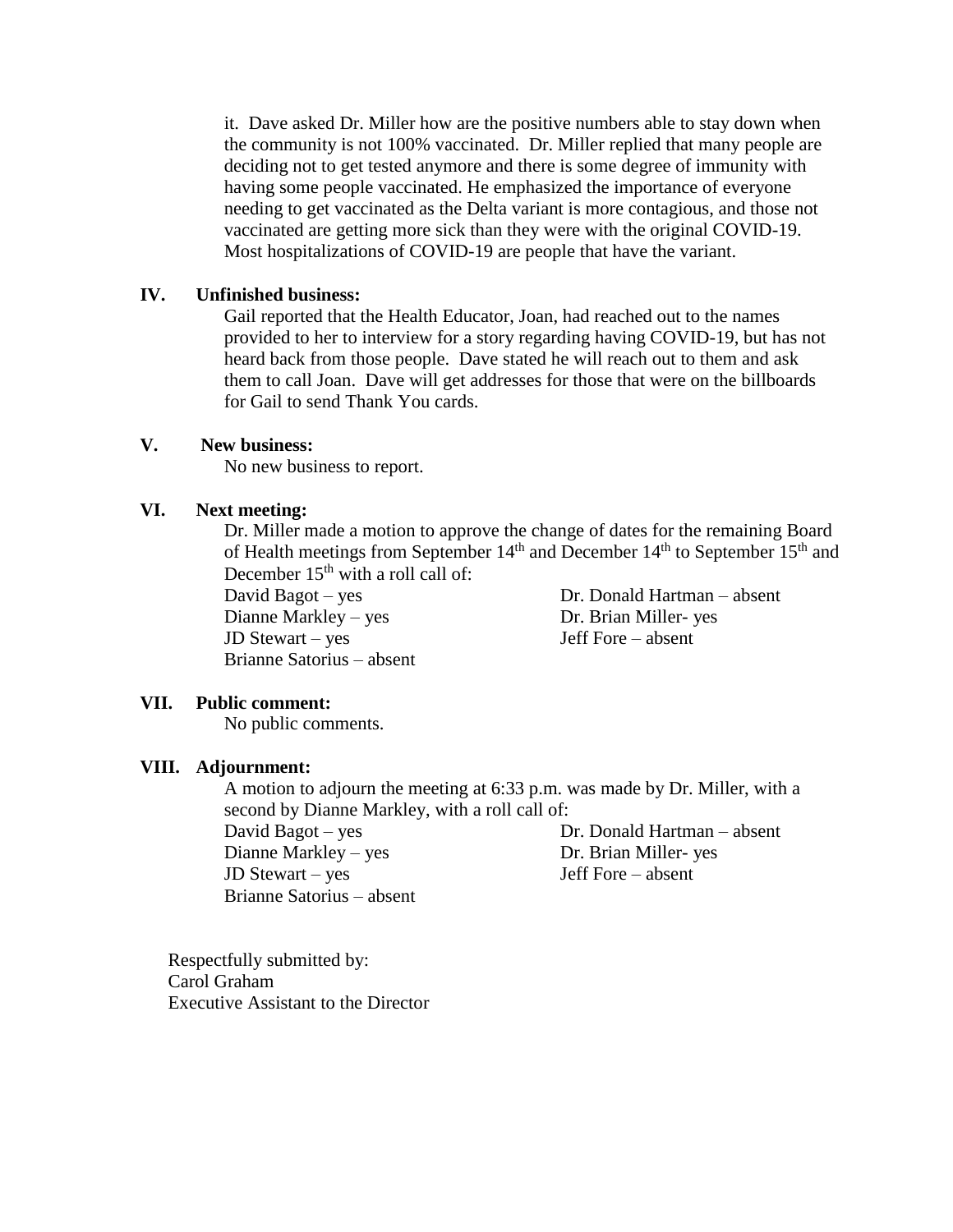it. Dave asked Dr. Miller how are the positive numbers able to stay down when the community is not 100% vaccinated. Dr. Miller replied that many people are deciding not to get tested anymore and there is some degree of immunity with having some people vaccinated. He emphasized the importance of everyone needing to get vaccinated as the Delta variant is more contagious, and those not vaccinated are getting more sick than they were with the original COVID-19. Most hospitalizations of COVID-19 are people that have the variant.

## IV. Unfinished business:

Gail reported that the Health Educator, Joan, had reached out to the names provided to her to interview for a story regarding having COVID-19, but has not heard back from those people. Dave stated he will reach out to them and ask them to call Joan. Dave will get addresses for those that were on the billboards for Gail to send Thank You cards.

## V. New business:

No new business to report.

## VI. Next meeting:

Dr. Miller made a motion to approve the change of dates for the remaining Board of Health meetings from September 14th and December 14th to September 15th and December 15th with a roll call of:

David Bagot – yes
Dianne Markley – yes
JD Stewart – yes
Brianne Satorius – absent
Dr. Donald Hartman – absent
Dr. Brian Miller- yes
Jeff Fore – absent

## VII. Public comment:

No public comments.

## VIII. Adjournment:

A motion to adjourn the meeting at 6:33 p.m. was made by Dr. Miller, with a second by Dianne Markley, with a roll call of:

David Bagot – yes
Dianne Markley – yes
JD Stewart – yes
Brianne Satorius – absent
Dr. Donald Hartman – absent
Dr. Brian Miller- yes
Jeff Fore – absent

Respectfully submitted by:
Carol Graham
Executive Assistant to the Director